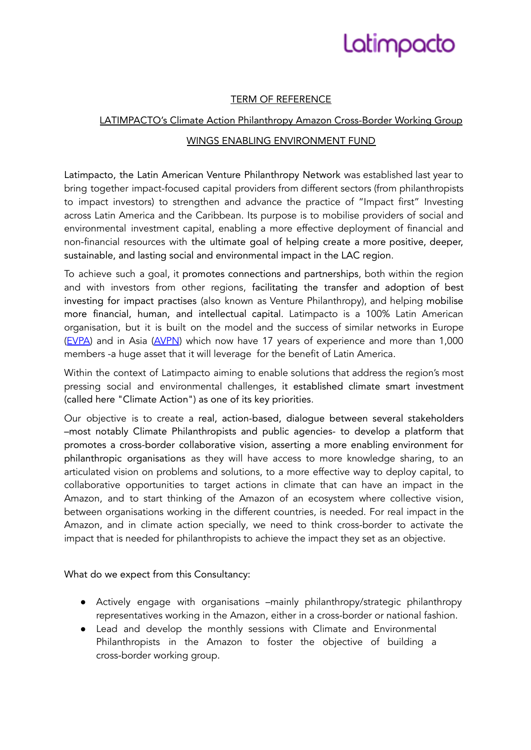Latimpacto

# TERM OF REFERENCE

## LATIMPACTO's Climate Action Philanthropy Amazon Cross-Border Working Group

## WINGS ENABLING ENVIRONMENT FUND

Latimpacto, the Latin American Venture Philanthropy Network was established last year to bring together impact-focused capital providers from different sectors (from philanthropists to impact investors) to strengthen and advance the practice of "Impact first" Investing across Latin America and the Caribbean. Its purpose is to mobilise providers of social and environmental investment capital, enabling a more effective deployment of financial and non-financial resources with the ultimate goal of helping create a more positive, deeper, sustainable, and lasting social and environmental impact in the LAC region.

To achieve such a goal, it promotes connections and partnerships, both within the region and with investors from other regions, facilitating the transfer and adoption of best investing for impact practises (also known as Venture Philanthropy), and helping mobilise more financial, human, and intellectual capital. Latimpacto is a 100% Latin American organisation, but it is built on the model and the success of similar networks in Europe (EVPA) and in Asia (AVPN) which now have 17 years of experience and more than 1,000 members -a huge asset that it will leverage for the benefit of Latin America.

Within the context of Latimpacto aiming to enable solutions that address the region's most pressing social and environmental challenges, it established climate smart investment (called here "Climate Action") as one of its key priorities.

Our objective is to create a real, action-based, dialogue between several stakeholders –most notably Climate Philanthropists and public agencies- to develop a platform that promotes a cross-border collaborative vision, asserting a more enabling environment for philanthropic organisations as they will have access to more knowledge sharing, to an articulated vision on problems and solutions, to a more effective way to deploy capital, to collaborative opportunities to target actions in climate that can have an impact in the Amazon, and to start thinking of the Amazon of an ecosystem where collective vision, between organisations working in the different countries, is needed. For real impact in the Amazon, and in climate action specially, we need to think cross-border to activate the impact that is needed for philanthropists to achieve the impact they set as an objective.

What do we expect from this Consultancy:

- Actively engage with organisations –mainly philanthropy/strategic philanthropy representatives working in the Amazon, either in a cross-border or national fashion.
- Lead and develop the monthly sessions with Climate and Environmental Philanthropists in the Amazon to foster the objective of building a cross-border working group.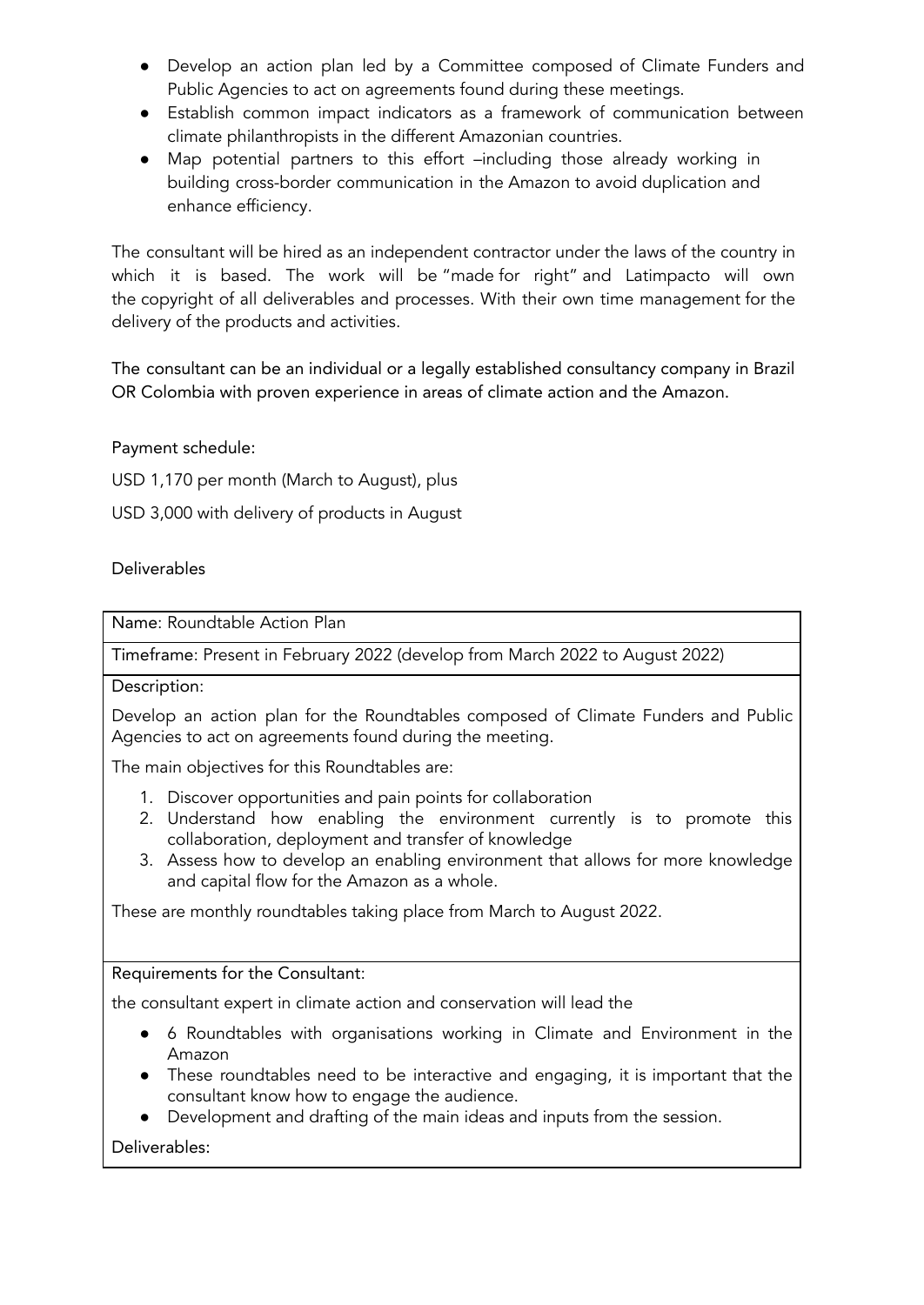- Develop an action plan led by a Committee composed of Climate Funders and Public Agencies to act on agreements found during these meetings.
- Establish common impact indicators as a framework of communication between climate philanthropists in the different Amazonian countries.
- Map potential partners to this effort –including those already working in building cross-border communication in the Amazon to avoid duplication and enhance efficiency.

The consultant will be hired as an independent contractor under the laws of the country in which it is based. The work will be "made for right" and Latimpacto will own the copyright of all deliverables and processes. With their own time management for the delivery of the products and activities.

The consultant can be an individual or a legally established consultancy company in Brazil OR Colombia with proven experience in areas of climate action and the Amazon.

Payment schedule:

USD 1,170 per month (March to August), plus

USD 3,000 with delivery of products in August

Deliverables

| Name: Roundtable Action Plan |
|---|
| Timeframe: Present in February 2022 (develop from March 2022 to August 2022) |
| Description:<br><br>Develop an action plan for the Roundtables composed of Climate Funders and Public Agencies to act on agreements found during the meeting.<br><br>The main objectives for this Roundtables are:<br><br>1. Discover opportunities and pain points for collaboration<br>2. Understand how enabling the environment currently is to promote this collaboration, deployment and transfer of knowledge<br>3. Assess how to develop an enabling environment that allows for more knowledge and capital flow for the Amazon as a whole.<br><br>These are monthly roundtables taking place from March to August 2022. |
| Requirements for the Consultant:<br><br>the consultant expert in climate action and conservation will lead the<br><br>- 6 Roundtables with organisations working in Climate and Environment in the Amazon<br>- These roundtables need to be interactive and engaging, it is important that the consultant know how to engage the audience.<br>- Development and drafting of the main ideas and inputs from the session. |
| Deliverables: |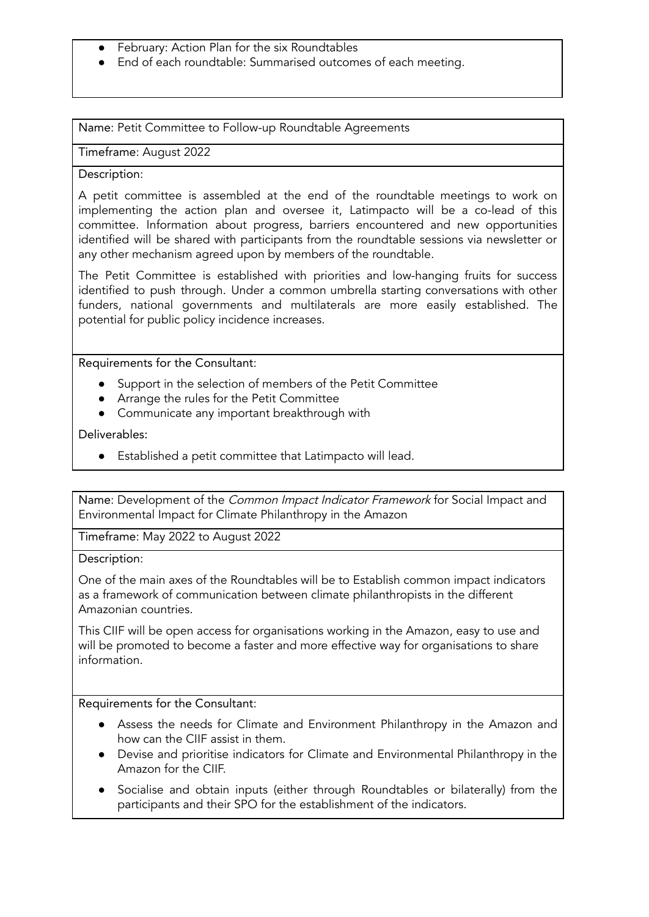- February: Action Plan for the six Roundtables
- End of each roundtable: Summarised outcomes of each meeting.

Name: Petit Committee to Follow-up Roundtable Agreements

Timeframe: August 2022

Description:

A petit committee is assembled at the end of the roundtable meetings to work on implementing the action plan and oversee it, Latimpacto will be a co-lead of this committee. Information about progress, barriers encountered and new opportunities identified will be shared with participants from the roundtable sessions via newsletter or any other mechanism agreed upon by members of the roundtable.

The Petit Committee is established with priorities and low-hanging fruits for success identified to push through. Under a common umbrella starting conversations with other funders, national governments and multilaterals are more easily established. The potential for public policy incidence increases.

Requirements for the Consultant:

- Support in the selection of members of the Petit Committee
- Arrange the rules for the Petit Committee
- Communicate any important breakthrough with

Deliverables:

- Established a petit committee that Latimpacto will lead.

Name: Development of the *Common Impact Indicator Framework* for Social Impact and Environmental Impact for Climate Philanthropy in the Amazon

Timeframe: May 2022 to August 2022

Description:

One of the main axes of the Roundtables will be to Establish common impact indicators as a framework of communication between climate philanthropists in the different Amazonian countries.

This CIIF will be open access for organisations working in the Amazon, easy to use and will be promoted to become a faster and more effective way for organisations to share information.

Requirements for the Consultant:

- Assess the needs for Climate and Environment Philanthropy in the Amazon and how can the CIIF assist in them.
- Devise and prioritise indicators for Climate and Environmental Philanthropy in the Amazon for the CIIF.
- Socialise and obtain inputs (either through Roundtables or bilaterally) from the participants and their SPO for the establishment of the indicators.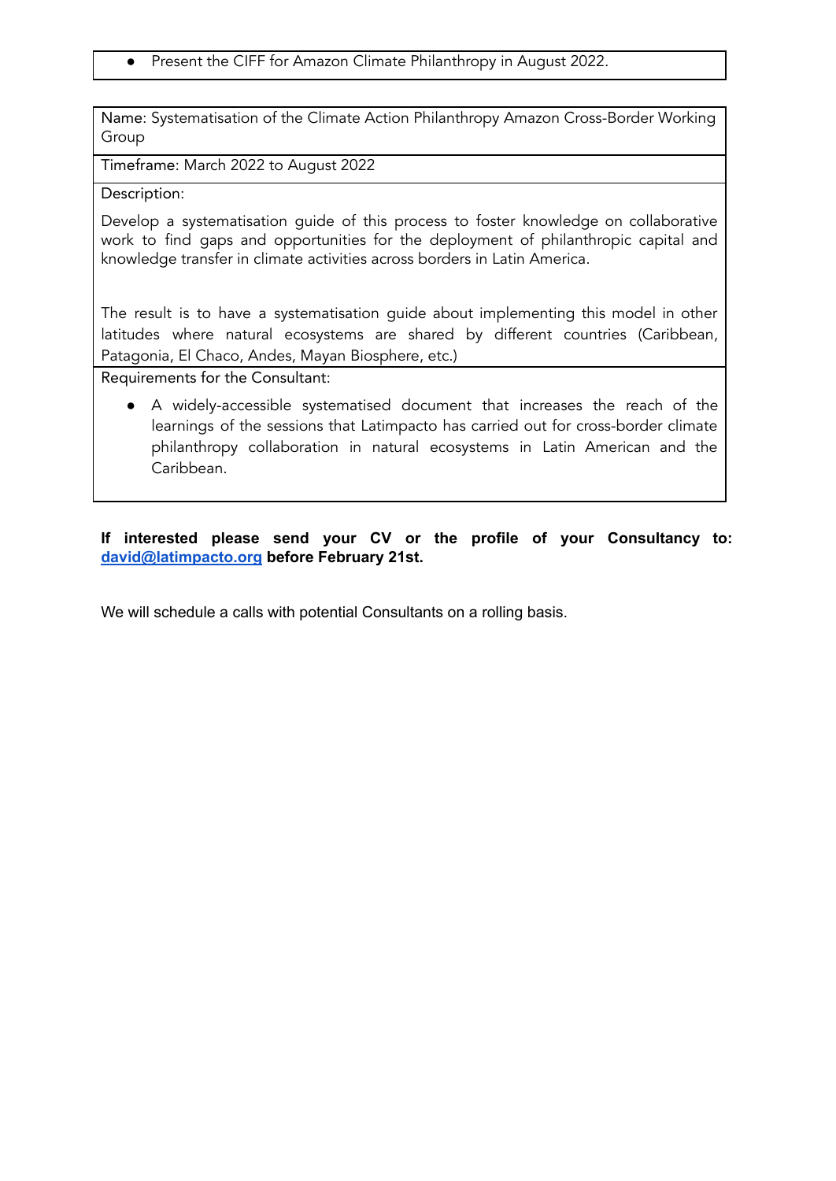- Present the CIFF for Amazon Climate Philanthropy in August 2022.

| |
|---|
| Name: Systematisation of the Climate Action Philanthropy Amazon Cross-Border Working Group |
| Timeframe: March 2022 to August 2022 |
| Description:<br><br>Develop a systematisation guide of this process to foster knowledge on collaborative work to find gaps and opportunities for the deployment of philanthropic capital and knowledge transfer in climate activities across borders in Latin America.<br><br>The result is to have a systematisation guide about implementing this model in other latitudes where natural ecosystems are shared by different countries (Caribbean, Patagonia, El Chaco, Andes, Mayan Biosphere, etc.) |
| Requirements for the Consultant:<br><br>● A widely-accessible systematised document that increases the reach of the learnings of the sessions that Latimpacto has carried out for cross-border climate philanthropy collaboration in natural ecosystems in Latin American and the Caribbean. |

**If interested please send your CV or the profile of your Consultancy to: [david@latimpacto.org](mailto:david@latimpacto.org) before February 21st.**

We will schedule a calls with potential Consultants on a rolling basis.